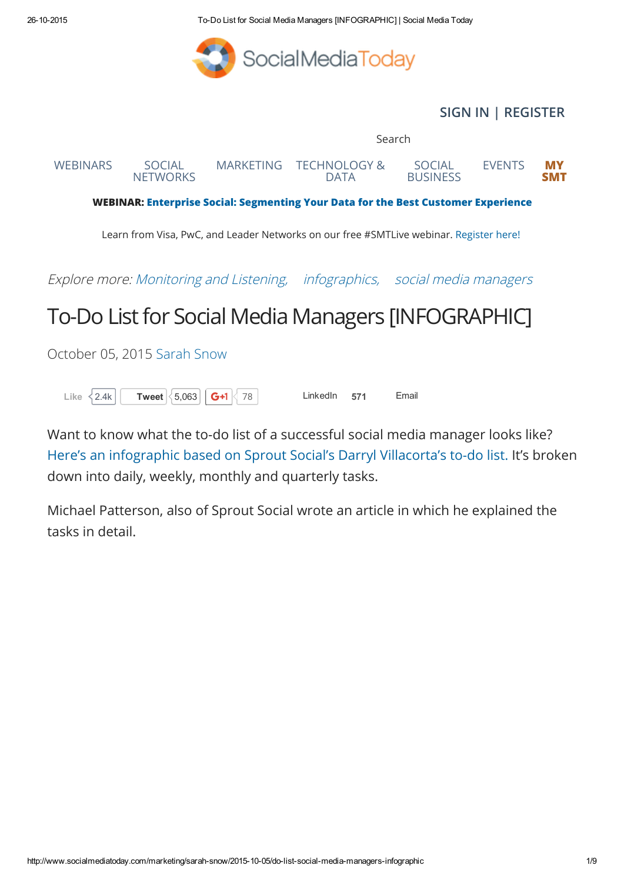SocialMediaToday

SIGN IN | REGISTER

Search

WEBINARS SOCIAL NETWORKS MARKETING TECHNOLOGY & DATA SOCIAL BUSINESS EVENTS MY SMT

**WEBINAR: Enterprise Social: Segmenting Your Data for the Best Customer Experience**

Learn from Visa, PwC, and Leader Networks on our free #SMTLive webinar. Register here!

*Explore more: Monitoring and Listening, infographics, social media managers*

# To-Do List for Social Media Managers [INFOGRAPHIC]

October 05, 2015 Sarah Snow

Like 2.4k Tweet 5,063 G+1 78 LinkedIn 571 Email

Want to know what the to-do list of a successful social media manager looks like? Here's an infographic based on Sprout Social's Darryl Villacorta's to-do list. It's broken down into daily, weekly, monthly and quarterly tasks.

Michael Patterson, also of Sprout Social wrote an article in which he explained the tasks in detail.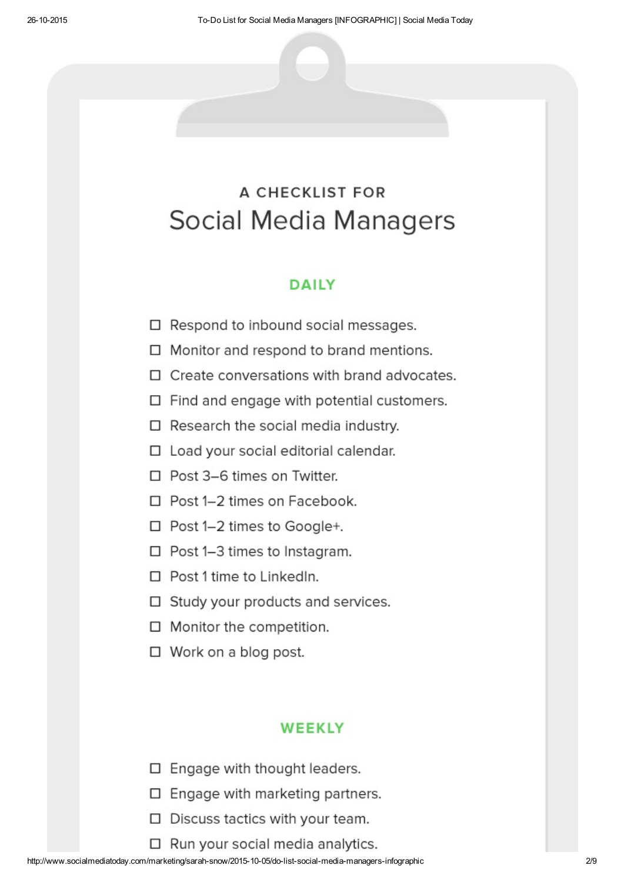A CHECKLIST FOR

# Social Media Managers

## DAILY

- ☐ Respond to inbound social messages.
- ☐ Monitor and respond to brand mentions.
- ☐ Create conversations with brand advocates.
- ☐ Find and engage with potential customers.
- ☐ Research the social media industry.
- ☐ Load your social editorial calendar.
- ☐ Post 3–6 times on Twitter.
- ☐ Post 1–2 times on Facebook.
- ☐ Post 1–2 times to Google+.
- ☐ Post 1–3 times to Instagram.
- ☐ Post 1 time to LinkedIn.
- ☐ Study your products and services.
- ☐ Monitor the competition.
- ☐ Work on a blog post.

## WEEKLY

- ☐ Engage with thought leaders.
- ☐ Engage with marketing partners.
- ☐ Discuss tactics with your team.
- ☐ Run your social media analytics.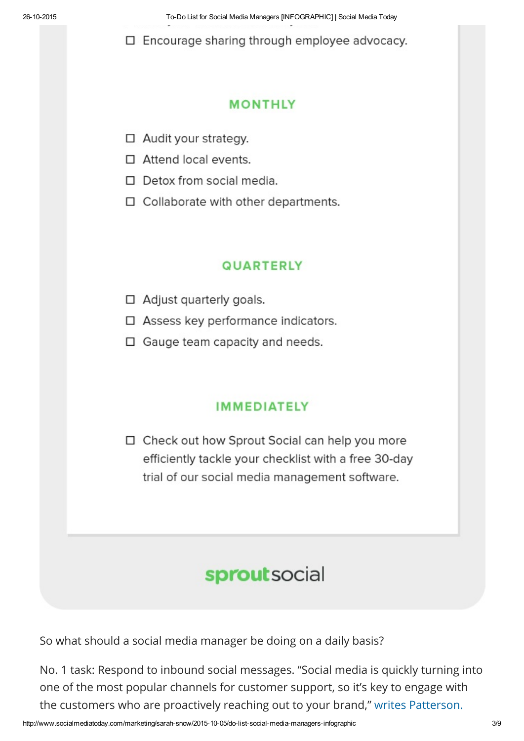- ☐ Encourage sharing through employee advocacy.

## MONTHLY

- ☐ Audit your strategy.
- ☐ Attend local events.
- ☐ Detox from social media.
- ☐ Collaborate with other departments.

## QUARTERLY

- ☐ Adjust quarterly goals.
- ☐ Assess key performance indicators.
- ☐ Gauge team capacity and needs.

## IMMEDIATELY

- ☐ Check out how Sprout Social can help you more efficiently tackle your checklist with a free 30-day trial of our social media management software.

sproutsocial

So what should a social media manager be doing on a daily basis?

No. 1 task: Respond to inbound social messages. "Social media is quickly turning into one of the most popular channels for customer support, so it's key to engage with the customers who are proactively reaching out to your brand," writes Patterson.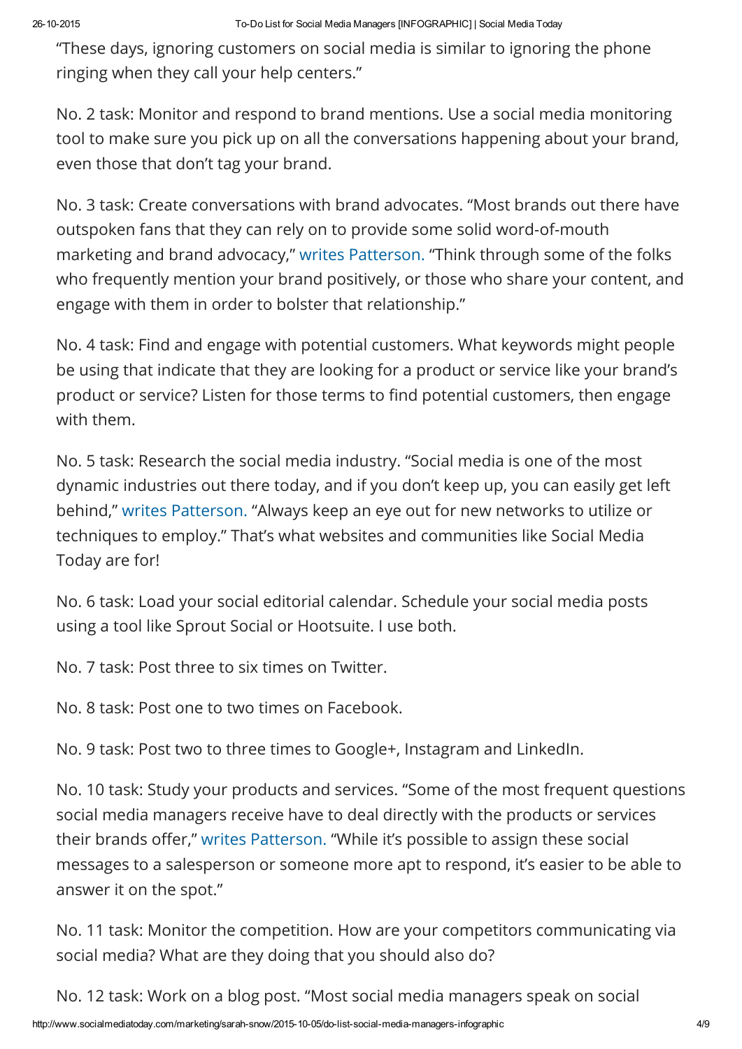"These days, ignoring customers on social media is similar to ignoring the phone ringing when they call your help centers."

No. 2 task: Monitor and respond to brand mentions. Use a social media monitoring tool to make sure you pick up on all the conversations happening about your brand, even those that don't tag your brand.

No. 3 task: Create conversations with brand advocates. "Most brands out there have outspoken fans that they can rely on to provide some solid word-of-mouth marketing and brand advocacy," writes Patterson. "Think through some of the folks who frequently mention your brand positively, or those who share your content, and engage with them in order to bolster that relationship."

No. 4 task: Find and engage with potential customers. What keywords might people be using that indicate that they are looking for a product or service like your brand's product or service? Listen for those terms to find potential customers, then engage with them.

No. 5 task: Research the social media industry. "Social media is one of the most dynamic industries out there today, and if you don't keep up, you can easily get left behind," writes Patterson. "Always keep an eye out for new networks to utilize or techniques to employ." That's what websites and communities like Social Media Today are for!

No. 6 task: Load your social editorial calendar. Schedule your social media posts using a tool like Sprout Social or Hootsuite. I use both.

No. 7 task: Post three to six times on Twitter.

No. 8 task: Post one to two times on Facebook.

No. 9 task: Post two to three times to Google+, Instagram and LinkedIn.

No. 10 task: Study your products and services. "Some of the most frequent questions social media managers receive have to deal directly with the products or services their brands offer," writes Patterson. "While it's possible to assign these social messages to a salesperson or someone more apt to respond, it's easier to be able to answer it on the spot."

No. 11 task: Monitor the competition. How are your competitors communicating via social media? What are they doing that you should also do?

No. 12 task: Work on a blog post. "Most social media managers speak on social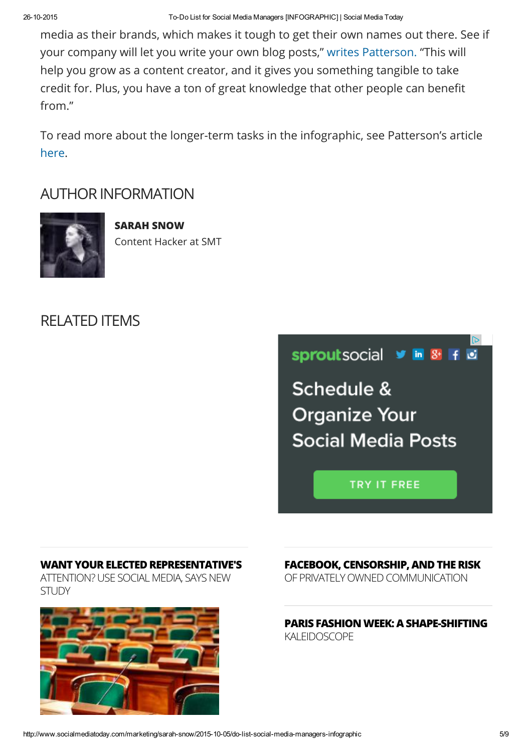media as their brands, which makes it tough to get their own names out there. See if your company will let you write your own blog posts," writes Patterson. "This will help you grow as a content creator, and it gives you something tangible to take credit for. Plus, you have a ton of great knowledge that other people can benefit from."

To read more about the longer-term tasks in the infographic, see Patterson's article here.

## AUTHOR INFORMATION

**SARAH SNOW**

Content Hacker at SMT

## RELATED ITEMS

sproutsocial

Schedule & Organize Your Social Media Posts

TRY IT FREE

**WANT YOUR ELECTED REPRESENTATIVE'S** ATTENTION? USE SOCIAL MEDIA, SAYS NEW STUDY

**FACEBOOK, CENSORSHIP, AND THE RISK** OF PRIVATELY OWNED COMMUNICATION

**PARIS FASHION WEEK: A SHAPE-SHIFTING** KALEIDOSCOPE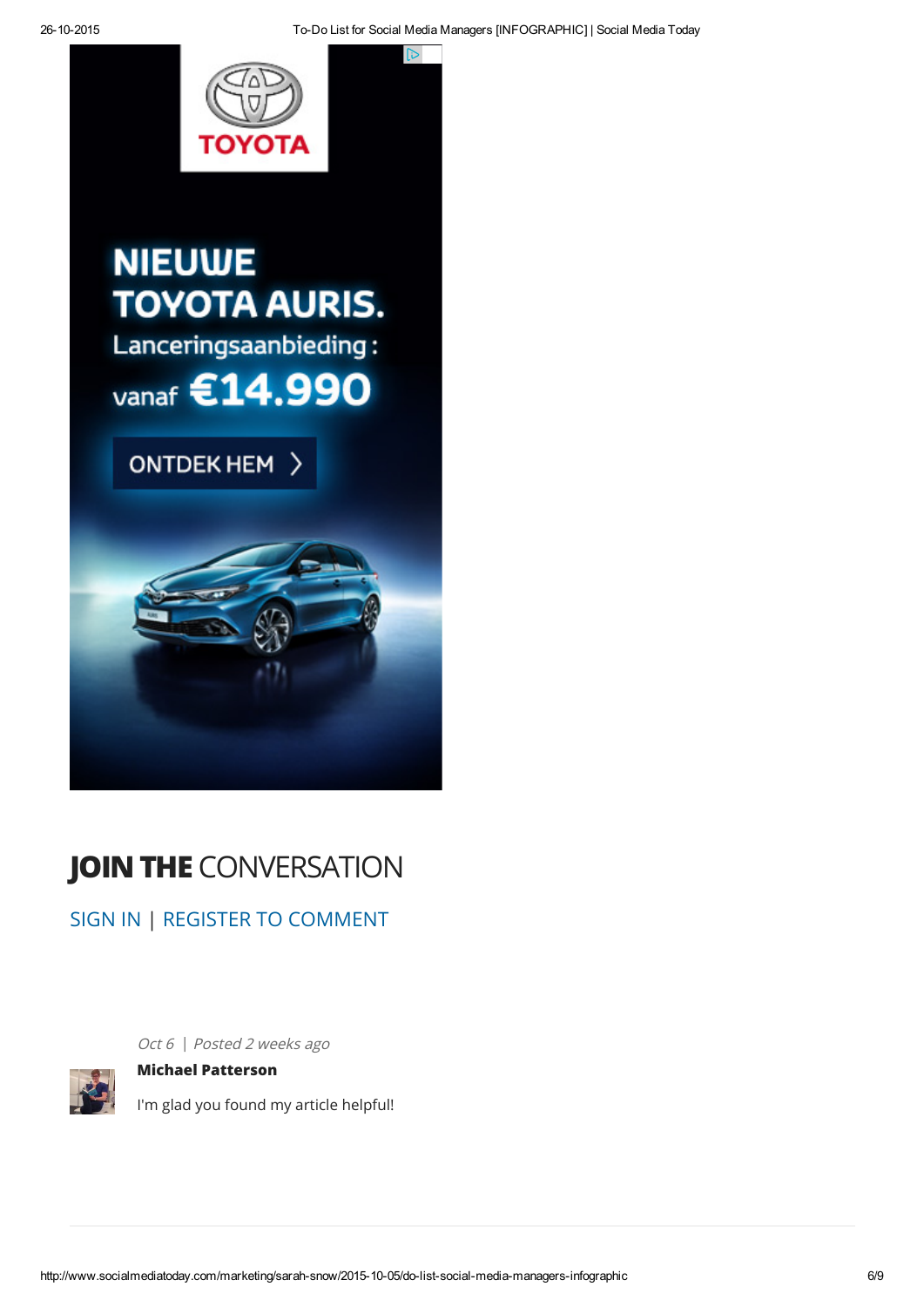NIEUWE TOYOTA AURIS.

Lanceringsaanbieding :

vanaf €14.990

ONTDEK HEM

## JOIN THE CONVERSATION

SIGN IN | REGISTER TO COMMENT

*Oct 6 | Posted 2 weeks ago*

**Michael Patterson**

I'm glad you found my article helpful!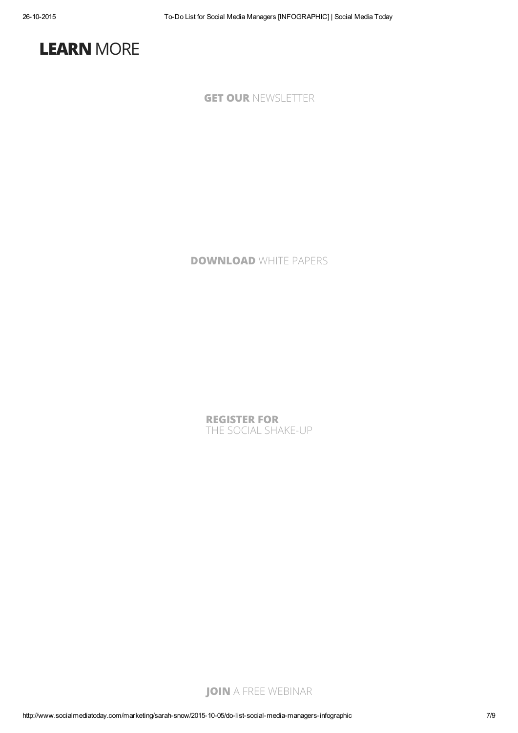# **LEARN** MORE

**GET OUR** NEWSLETTER

**DOWNLOAD** WHITE PAPERS

**REGISTER FOR**
THE SOCIAL SHAKE-UP

**JOIN** A FREE WEBINAR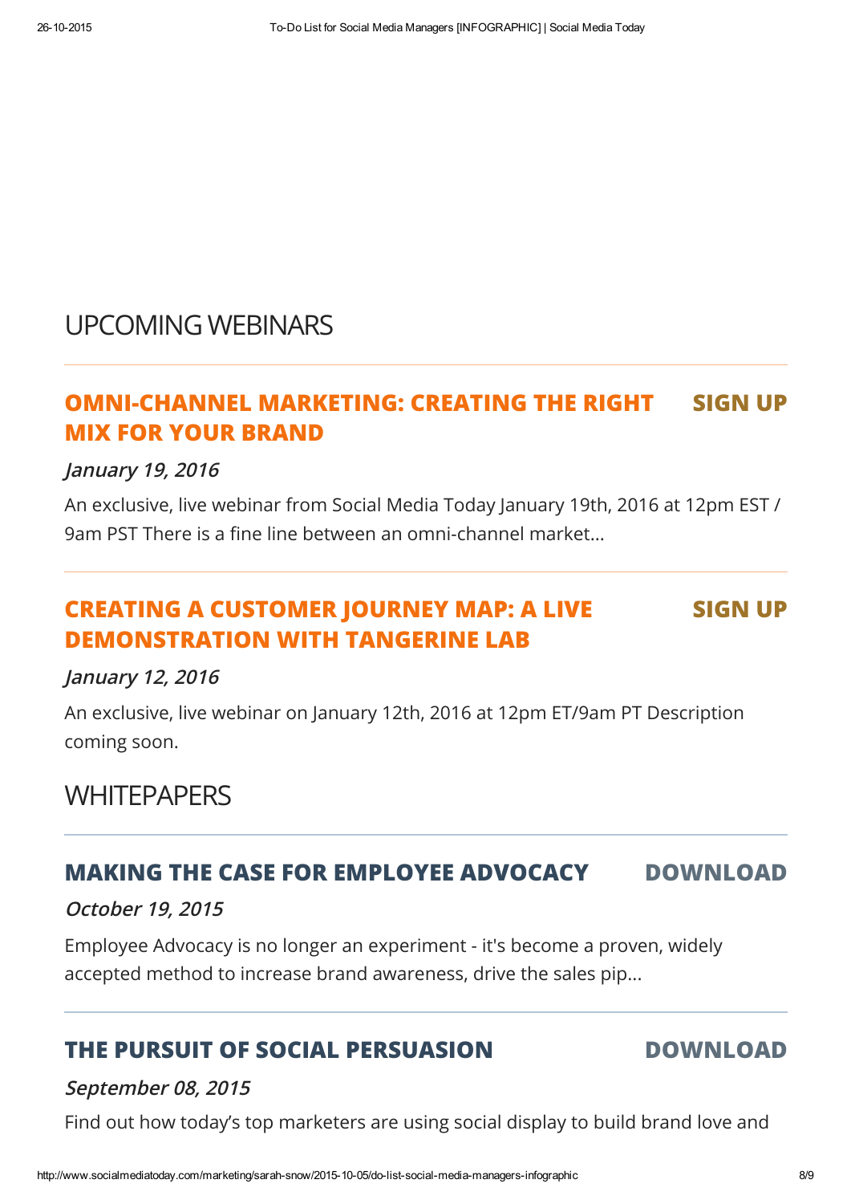## UPCOMING WEBINARS

### OMNI-CHANNEL MARKETING: CREATING THE RIGHT MIX FOR YOUR BRAND

**SIGN UP**

*January 19, 2016*

An exclusive, live webinar from Social Media Today January 19th, 2016 at 12pm EST / 9am PST There is a fine line between an omni-channel market...

### CREATING A CUSTOMER JOURNEY MAP: A LIVE DEMONSTRATION WITH TANGERINE LAB

**SIGN UP**

*January 12, 2016*

An exclusive, live webinar on January 12th, 2016 at 12pm ET/9am PT Description coming soon.

## WHITEPAPERS

### MAKING THE CASE FOR EMPLOYEE ADVOCACY

**DOWNLOAD**

*October 19, 2015*

Employee Advocacy is no longer an experiment - it's become a proven, widely accepted method to increase brand awareness, drive the sales pip...

### THE PURSUIT OF SOCIAL PERSUASION

**DOWNLOAD**

*September 08, 2015*

Find out how today's top marketers are using social display to build brand love and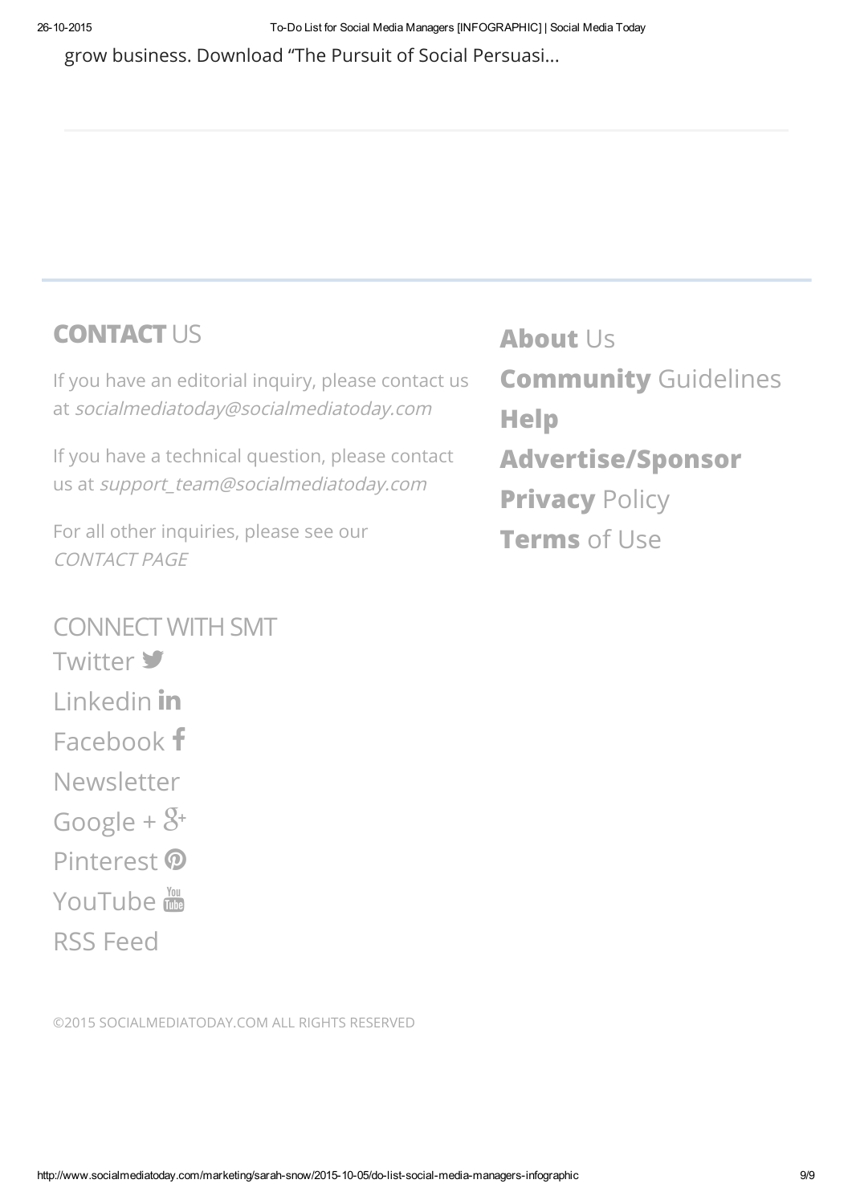grow business. Download “The Pursuit of Social Persuasi...

## **CONTACT** US

If you have an editorial inquiry, please contact us at *socialmediatoday@socialmediatoday.com*

If you have a technical question, please contact us at *support_team@socialmediatoday.com*

For all other inquiries, please see our *CONTACT PAGE*

**About** Us

**Community** Guidelines

**Help**

**Advertise/Sponsor**

**Privacy** Policy

**Terms** of Use

CONNECT WITH SMT

Twitter

Linkedin

Facebook

Newsletter

Google +

Pinterest

YouTube

RSS Feed

©2015 SOCIALMEDIATODAY.COM ALL RIGHTS RESERVED